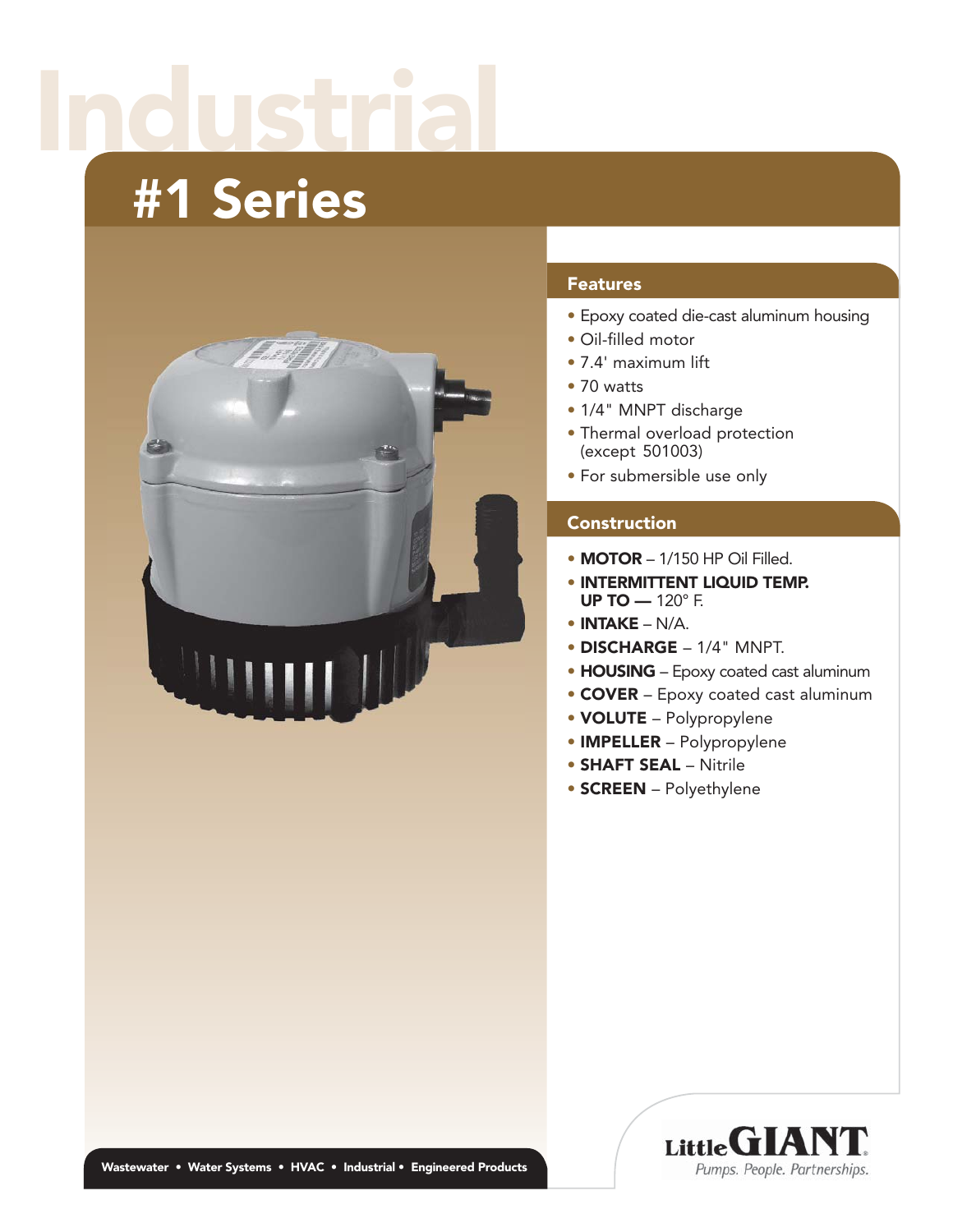# Industrial

## #1 Series

### Features

- Epoxy coated die-cast aluminum housing
- Oil-filled motor
- 7.4' maximum lift
- 70 watts
- 1/4" MNPT discharge
- Thermal overload protection (except 501003)
- For submersible use only

### Construction

- **MOTOR** – 1/150 HP Oil Filled.
- **INTERMITTENT LIQUID TEMP. UP TO —** 120° F.
- **INTAKE** – N/A.
- **DISCHARGE** – 1/4" MNPT.
- **HOUSING** – Epoxy coated cast aluminum
- **COVER** – Epoxy coated cast aluminum
- **VOLUTE** – Polypropylene
- **IMPELLER** – Polypropylene
- **SHAFT SEAL** – Nitrile
- **SCREEN** – Polyethylene

Wastewater • Water Systems • HVAC • Industrial • Engineered Products

Little GIANT
Pumps. People. Partnerships.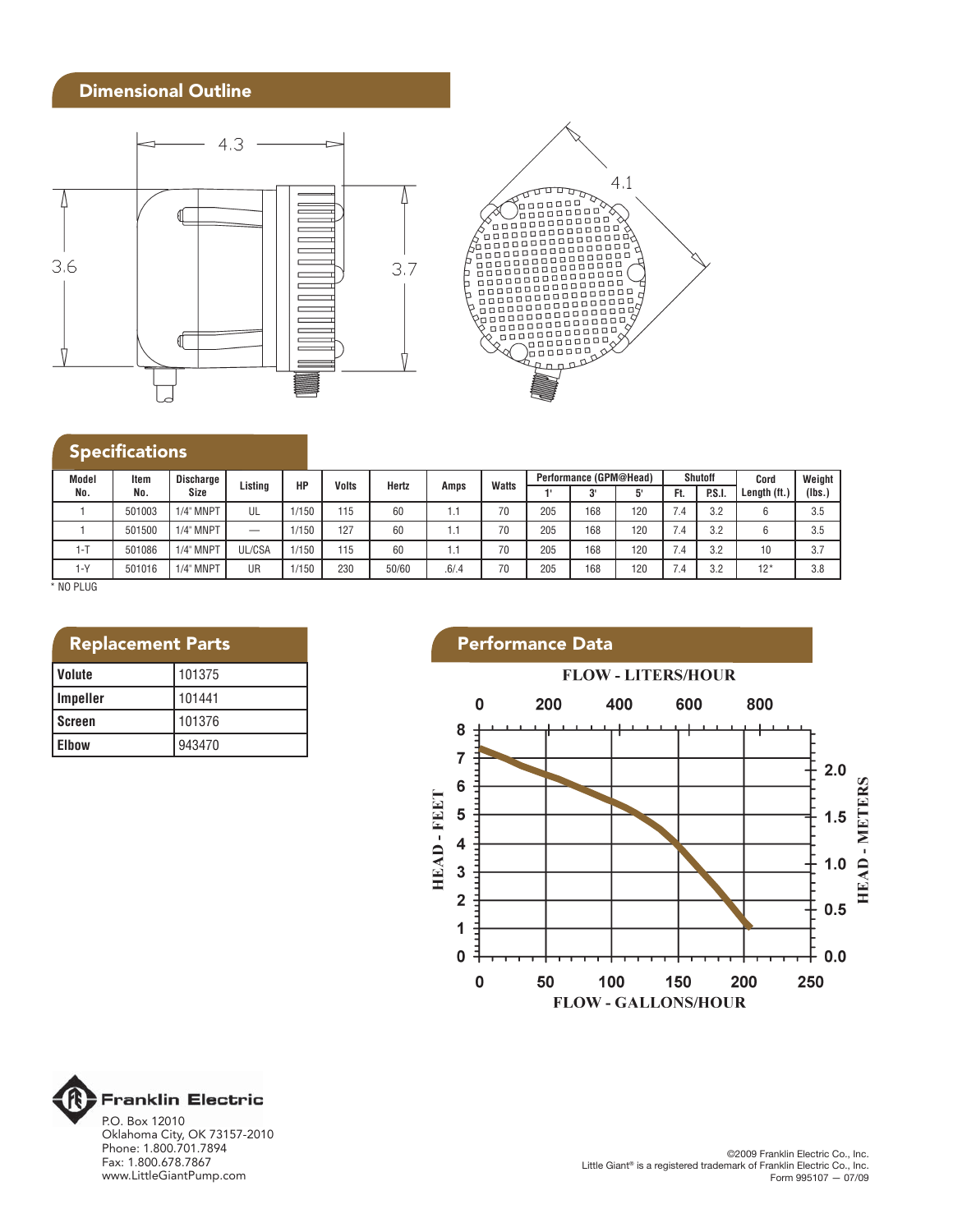## Dimensional Outline

4.3

3.6

3.7

4.1

## Specifications

| Model No. | Item No. | Discharge Size | Listing | HP | Volts | Hertz | Amps | Watts | Performance (GPM@Head) | | | Shutoff | | Cord Length (ft.) | Weight (lbs.) |
|---|---|---|---|---|---|---|---|---|---|---|---|---|---|---|---|
| | | | | | | | | | 1' | 3' | 5' | Ft. | P.S.I. | | |
| 1 | 501003 | 1/4" MNPT | UL | 1/150 | 115 | 60 | 1.1 | 70 | 205 | 168 | 120 | 7.4 | 3.2 | 6 | 3.5 |
| 1 | 501500 | 1/4" MNPT | — | 1/150 | 127 | 60 | 1.1 | 70 | 205 | 168 | 120 | 7.4 | 3.2 | 6 | 3.5 |
| 1-T | 501086 | 1/4" MNPT | UL/CSA | 1/150 | 115 | 60 | 1.1 | 70 | 205 | 168 | 120 | 7.4 | 3.2 | 10 | 3.7 |
| 1-Y | 501016 | 1/4" MNPT | UR | 1/150 | 230 | 50/60 | .6/.4 | 70 | 205 | 168 | 120 | 7.4 | 3.2 | 12* | 3.8 |

* NO PLUG

## Replacement Parts

| | |
|---|---|
| **Volute** | 101375 |
| **Impeller** | 101441 |
| **Screen** | 101376 |
| **Elbow** | 943470 |

## Performance Data

FLOW - LITERS/HOUR

0 200 400 600 800

HEAD - FEET

8 7 6 5 4 3 2 1 0

HEAD - METERS

2.0 1.5 1.0 0.5 0.0

0 50 100 150 200 250

FLOW - GALLONS/HOUR

**Franklin Electric**

P.O. Box 12010
Oklahoma City, OK 73157-2010
Phone: 1.800.701.7894
Fax: 1.800.678.7867
www.LittleGiantPump.com

©2009 Franklin Electric Co., Inc.
Little Giant® is a registered trademark of Franklin Electric Co., Inc.
Form 995107 — 07/09